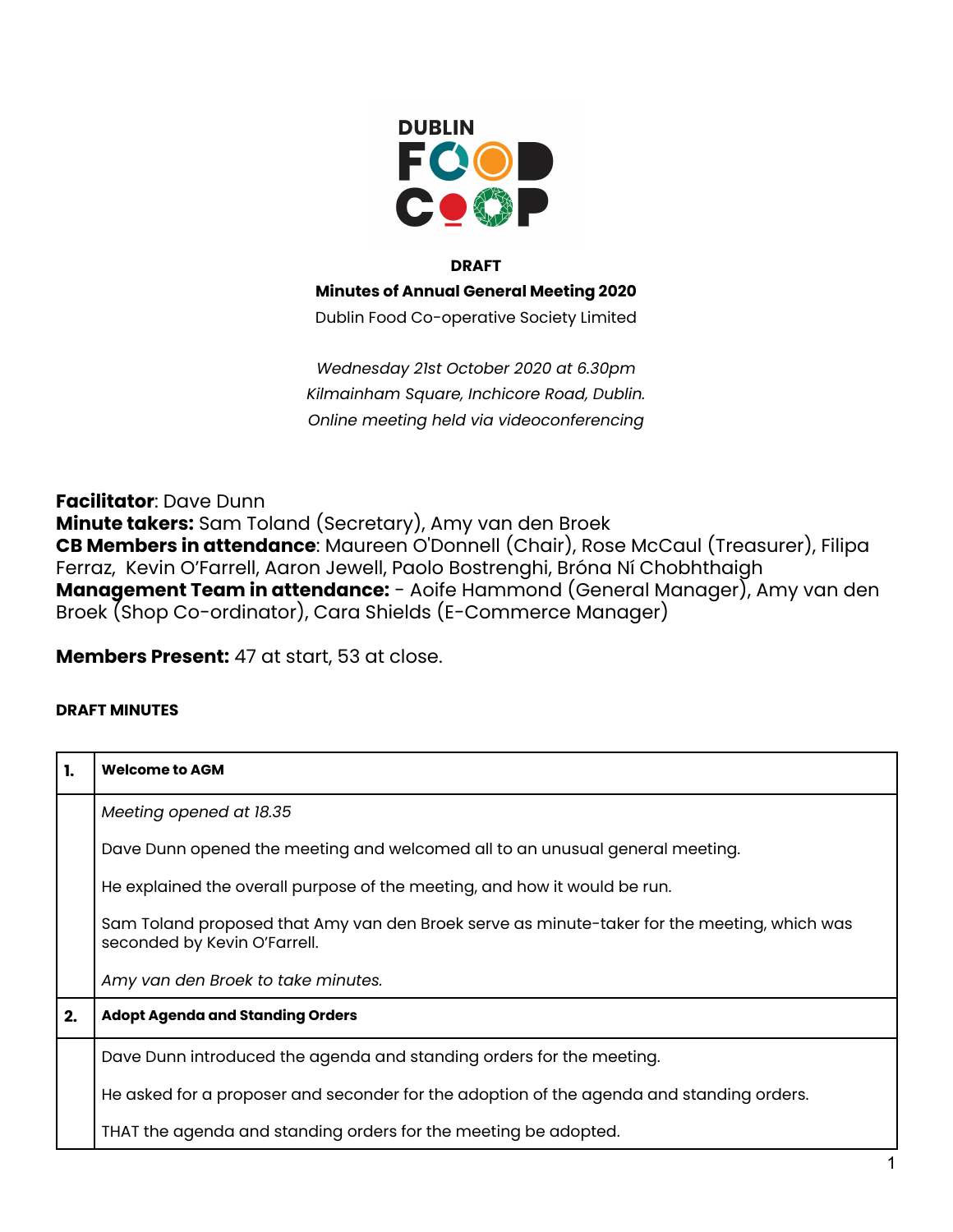DUBLIN FOOD CO OP

**DRAFT**

**Minutes of Annual General Meeting 2020**

Dublin Food Co-operative Society Limited

*Wednesday 21st October 2020 at 6.30pm*

*Kilmainham Square, Inchicore Road, Dublin.*

*Online meeting held via videoconferencing*

**Facilitator**: Dave Dunn
**Minute takers:** Sam Toland (Secretary), Amy van den Broek
**CB Members in attendance**: Maureen O'Donnell (Chair), Rose McCaul (Treasurer), Filipa Ferraz, Kevin O'Farrell, Aaron Jewell, Paolo Bostrenghi, Bróna Ní Chobhthaigh
**Management Team in attendance:** - Aoife Hammond (General Manager), Amy van den Broek (Shop Co-ordinator), Cara Shields (E-Commerce Manager)

**Members Present:** 47 at start, 53 at close.

**DRAFT MINUTES**

| **1.** | **Welcome to AGM** |
|---|---|
| | *Meeting opened at 18.35*<br><br>Dave Dunn opened the meeting and welcomed all to an unusual general meeting.<br><br>He explained the overall purpose of the meeting, and how it would be run.<br><br>Sam Toland proposed that Amy van den Broek serve as minute-taker for the meeting, which was seconded by Kevin O'Farrell.<br><br>*Amy van den Broek to take minutes.* |
| **2.** | **Adopt Agenda and Standing Orders** |
| | Dave Dunn introduced the agenda and standing orders for the meeting.<br><br>He asked for a proposer and seconder for the adoption of the agenda and standing orders.<br><br>THAT the agenda and standing orders for the meeting be adopted. |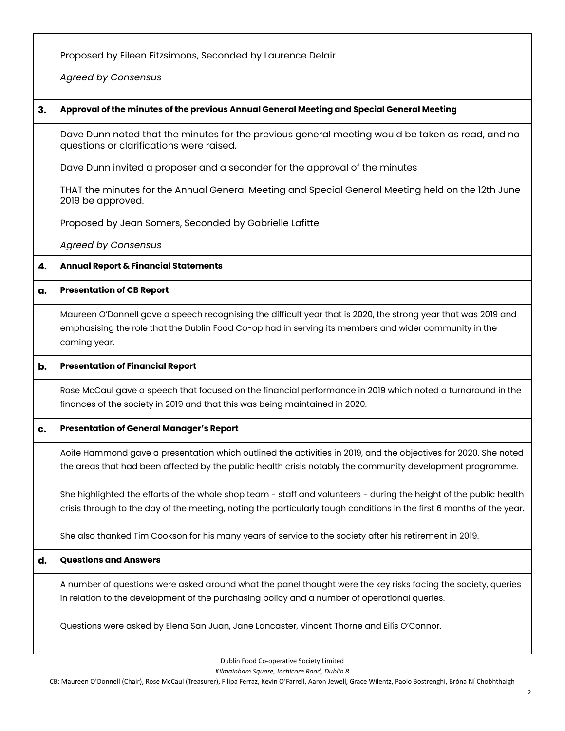| | |
|---|---|
| | Proposed by Eileen Fitzsimons, Seconded by Laurence Delair<br><br>*Agreed by Consensus* |
| **3.** | **Approval of the minutes of the previous Annual General Meeting and Special General Meeting** |
| | Dave Dunn noted that the minutes for the previous general meeting would be taken as read, and no questions or clarifications were raised.<br><br>Dave Dunn invited a proposer and a seconder for the approval of the minutes<br><br>THAT the minutes for the Annual General Meeting and Special General Meeting held on the 12th June 2019 be approved.<br><br>Proposed by Jean Somers, Seconded by Gabrielle Lafitte<br><br>*Agreed by Consensus* |
| **4.** | **Annual Report & Financial Statements** |
| **a.** | **Presentation of CB Report** |
| | Maureen O'Donnell gave a speech recognising the difficult year that is 2020, the strong year that was 2019 and emphasising the role that the Dublin Food Co-op had in serving its members and wider community in the coming year. |
| **b.** | **Presentation of Financial Report** |
| | Rose McCaul gave a speech that focused on the financial performance in 2019 which noted a turnaround in the finances of the society in 2019 and that this was being maintained in 2020. |
| **c.** | **Presentation of General Manager's Report** |
| | Aoife Hammond gave a presentation which outlined the activities in 2019, and the objectives for 2020. She noted the areas that had been affected by the public health crisis notably the community development programme.<br><br>She highlighted the efforts of the whole shop team - staff and volunteers - during the height of the public health crisis through to the day of the meeting, noting the particularly tough conditions in the first 6 months of the year.<br><br>She also thanked Tim Cookson for his many years of service to the society after his retirement in 2019. |
| **d.** | **Questions and Answers** |
| | A number of questions were asked around what the panel thought were the key risks facing the society, queries in relation to the development of the purchasing policy and a number of operational queries.<br><br>Questions were asked by Elena San Juan, Jane Lancaster, Vincent Thorne and Eilís O'Connor. |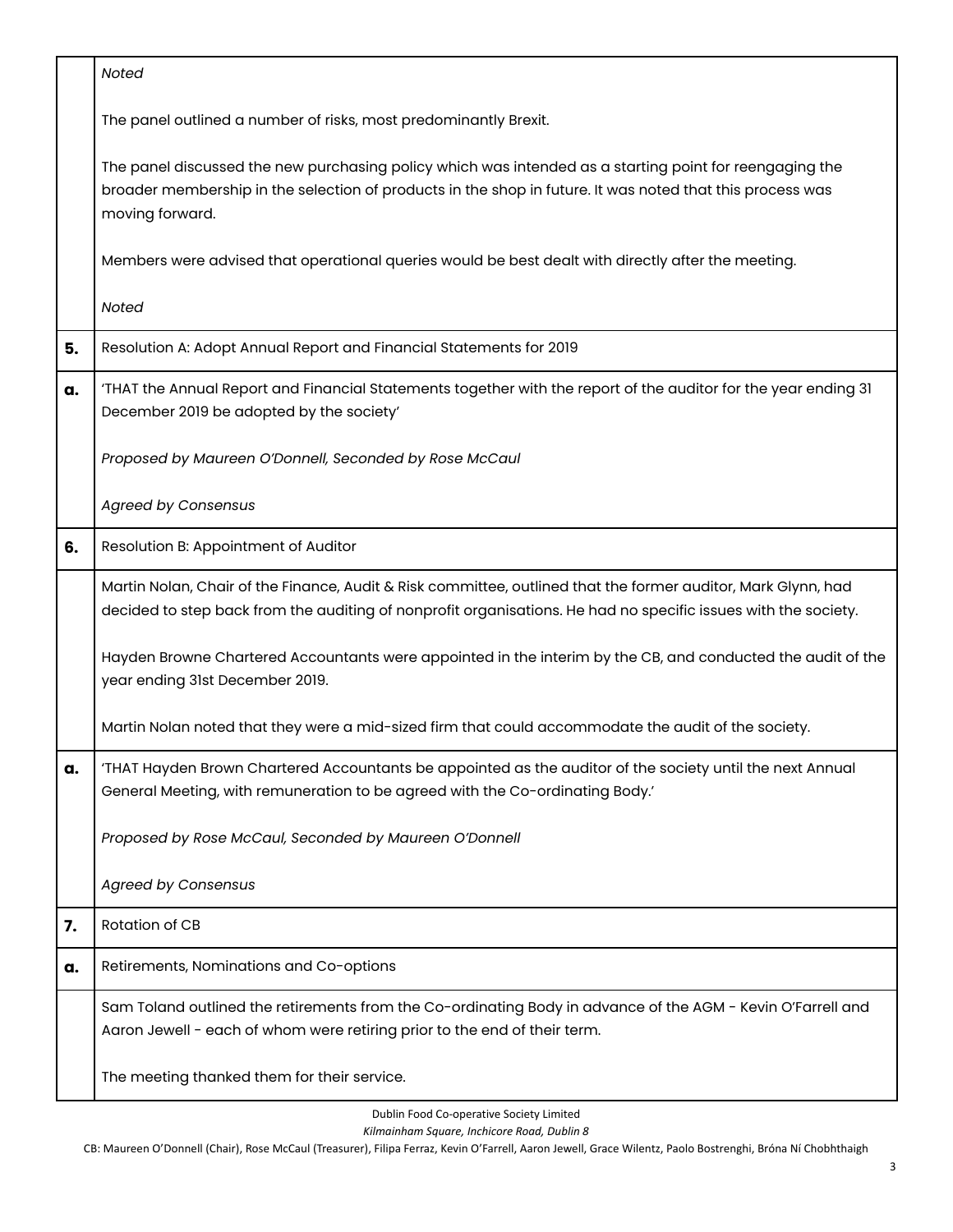| | |
|---|---|
| | *Noted*<br><br>The panel outlined a number of risks, most predominantly Brexit.<br><br>The panel discussed the new purchasing policy which was intended as a starting point for reengaging the broader membership in the selection of products in the shop in future. It was noted that this process was moving forward.<br><br>Members were advised that operational queries would be best dealt with directly after the meeting.<br><br>*Noted* |
| **5.** | Resolution A: Adopt Annual Report and Financial Statements for 2019 |
| **a.** | 'THAT the Annual Report and Financial Statements together with the report of the auditor for the year ending 31 December 2019 be adopted by the society'<br><br>*Proposed by Maureen O'Donnell, Seconded by Rose McCaul*<br><br>*Agreed by Consensus* |
| **6.** | Resolution B: Appointment of Auditor |
| | Martin Nolan, Chair of the Finance, Audit & Risk committee, outlined that the former auditor, Mark Glynn, had decided to step back from the auditing of nonprofit organisations. He had no specific issues with the society.<br><br>Hayden Browne Chartered Accountants were appointed in the interim by the CB, and conducted the audit of the year ending 31st December 2019.<br><br>Martin Nolan noted that they were a mid-sized firm that could accommodate the audit of the society. |
| **a.** | 'THAT Hayden Brown Chartered Accountants be appointed as the auditor of the society until the next Annual General Meeting, with remuneration to be agreed with the Co-ordinating Body.'<br><br>*Proposed by Rose McCaul, Seconded by Maureen O'Donnell*<br><br>*Agreed by Consensus* |
| **7.** | Rotation of CB |
| **a.** | Retirements, Nominations and Co-options |
| | Sam Toland outlined the retirements from the Co-ordinating Body in advance of the AGM - Kevin O'Farrell and Aaron Jewell - each of whom were retiring prior to the end of their term.<br><br>The meeting thanked them for their service. |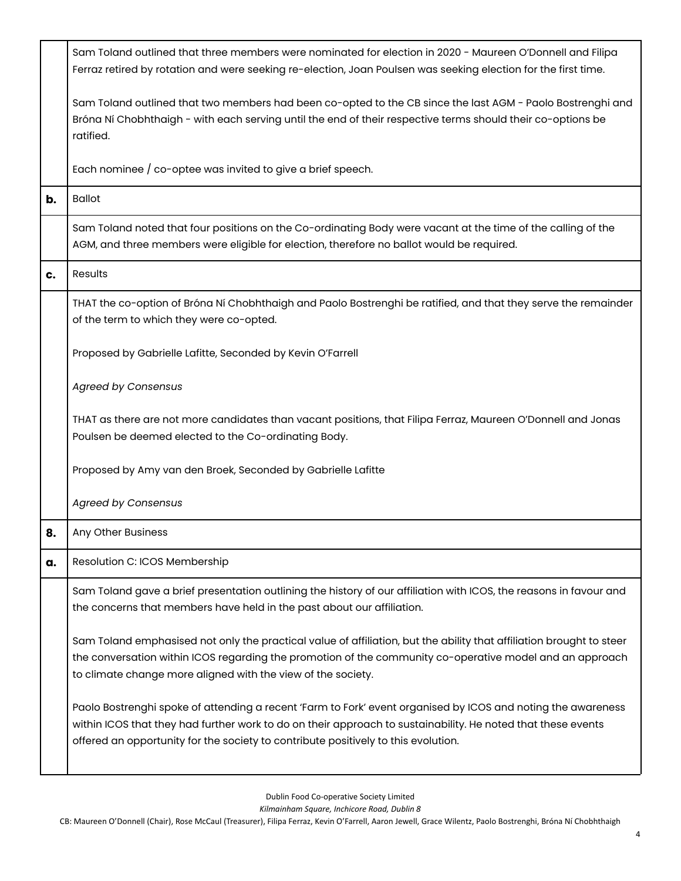| | |
|---|---|
| | Sam Toland outlined that three members were nominated for election in 2020 - Maureen O'Donnell and Filipa Ferraz retired by rotation and were seeking re-election, Joan Poulsen was seeking election for the first time.<br><br>Sam Toland outlined that two members had been co-opted to the CB since the last AGM - Paolo Bostrenghi and Bróna Ní Chobhthaigh - with each serving until the end of their respective terms should their co-options be ratified.<br><br>Each nominee / co-optee was invited to give a brief speech. |
| **b.** | Ballot |
| | Sam Toland noted that four positions on the Co-ordinating Body were vacant at the time of the calling of the AGM, and three members were eligible for election, therefore no ballot would be required. |
| **c.** | Results |
| | THAT the co-option of Bróna Ní Chobhthaigh and Paolo Bostrenghi be ratified, and that they serve the remainder of the term to which they were co-opted.<br><br>Proposed by Gabrielle Lafitte, Seconded by Kevin O'Farrell<br><br>*Agreed by Consensus*<br><br>THAT as there are not more candidates than vacant positions, that Filipa Ferraz, Maureen O'Donnell and Jonas Poulsen be deemed elected to the Co-ordinating Body.<br><br>Proposed by Amy van den Broek, Seconded by Gabrielle Lafitte<br><br>*Agreed by Consensus* |
| **8.** | Any Other Business |
| **a.** | Resolution C: ICOS Membership |
| | Sam Toland gave a brief presentation outlining the history of our affiliation with ICOS, the reasons in favour and the concerns that members have held in the past about our affiliation.<br><br>Sam Toland emphasised not only the practical value of affiliation, but the ability that affiliation brought to steer the conversation within ICOS regarding the promotion of the community co-operative model and an approach to climate change more aligned with the view of the society.<br><br>Paolo Bostrenghi spoke of attending a recent 'Farm to Fork' event organised by ICOS and noting the awareness within ICOS that they had further work to do on their approach to sustainability. He noted that these events offered an opportunity for the society to contribute positively to this evolution. |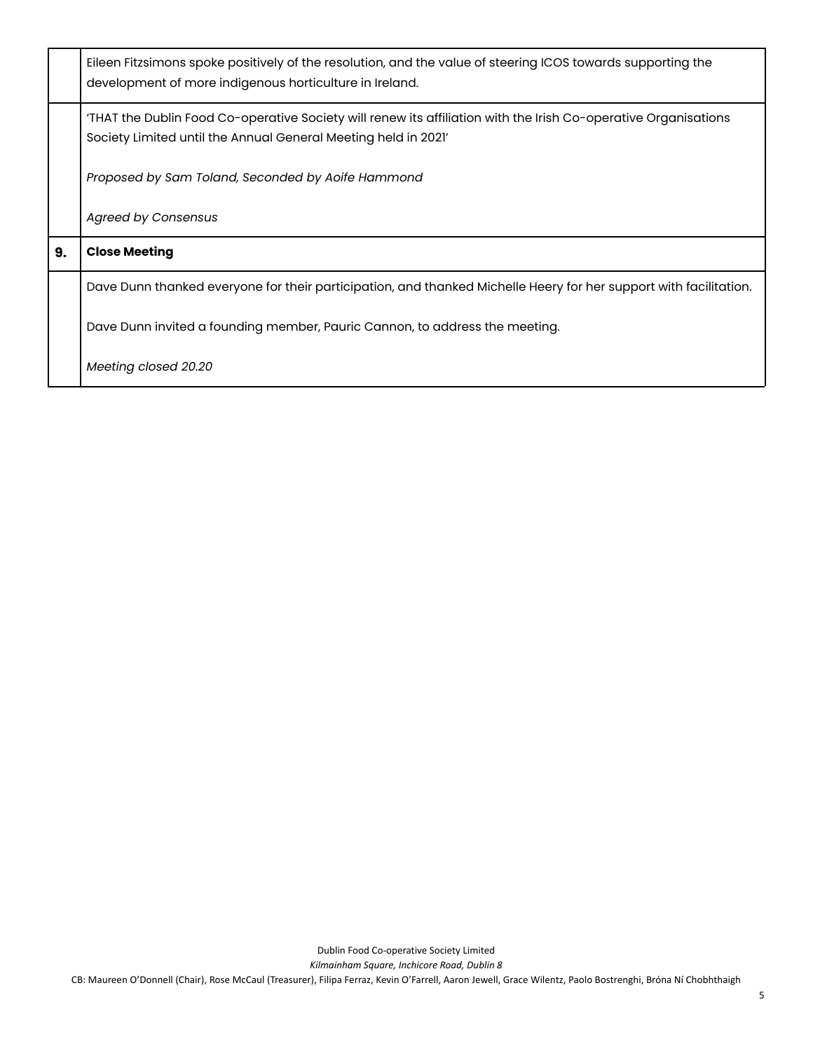| | |
|---|---|
| | Eileen Fitzsimons spoke positively of the resolution, and the value of steering ICOS towards supporting the development of more indigenous horticulture in Ireland. |
| | 'THAT the Dublin Food Co-operative Society will renew its affiliation with the Irish Co-operative Organisations Society Limited until the Annual General Meeting held in 2021'<br><br>*Proposed by Sam Toland, Seconded by Aoife Hammond*<br><br>*Agreed by Consensus* |
| **9.** | **Close Meeting** |
| | Dave Dunn thanked everyone for their participation, and thanked Michelle Heery for her support with facilitation.<br><br>Dave Dunn invited a founding member, Pauric Cannon, to address the meeting.<br><br>*Meeting closed 20.20* |

Dublin Food Co-operative Society Limited
*Kilmainham Square, Inchicore Road, Dublin 8*
CB: Maureen O'Donnell (Chair), Rose McCaul (Treasurer), Filipa Ferraz, Kevin O'Farrell, Aaron Jewell, Grace Wilentz, Paolo Bostrenghi, Bróna Ní Chobhthaigh